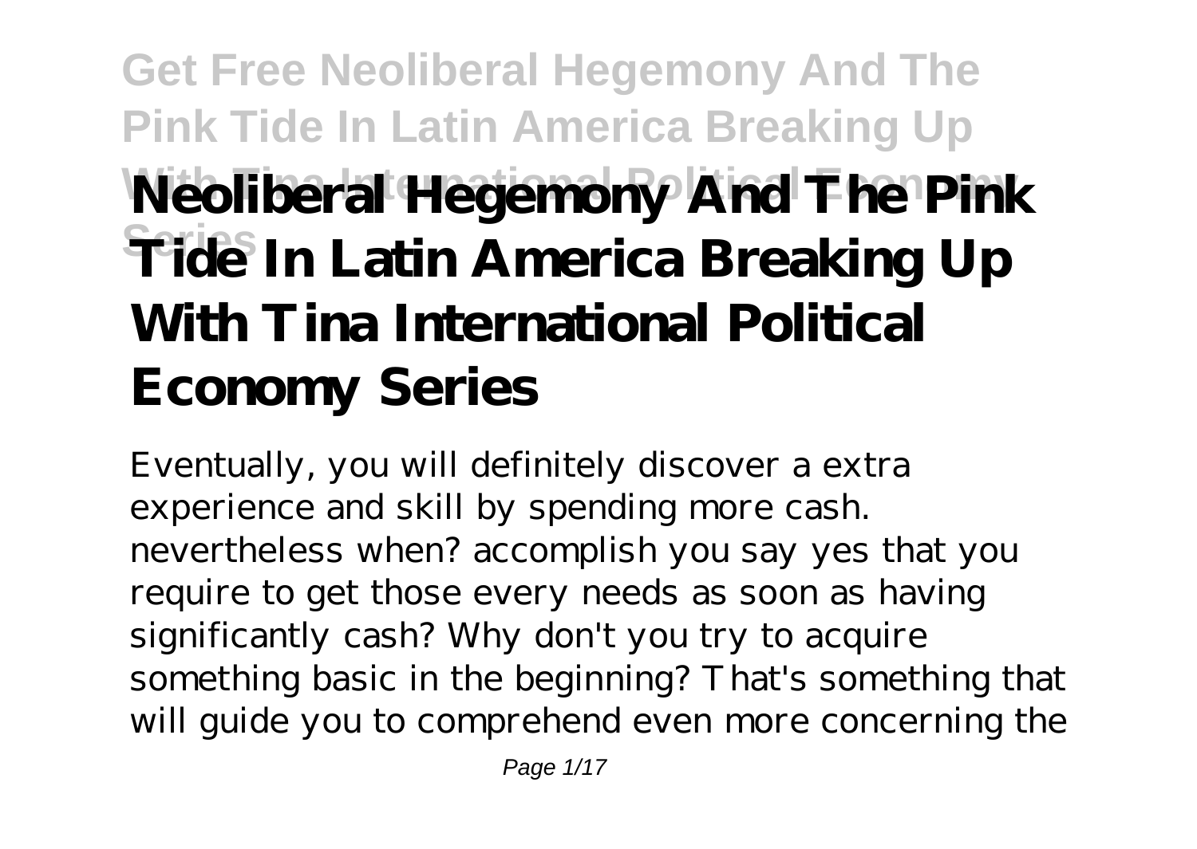# Neoliberal Hegemony And The Pink Tide In Latin America Breaking Up With Tina International Political Economy Series

Eventually, you will definitely discover a extra experience and skill by spending more cash. nevertheless when? accomplish you say yes that you require to get those every needs as soon as having significantly cash? Why don't you try to acquire something basic in the beginning? That's something that will guide you to comprehend even more concerning the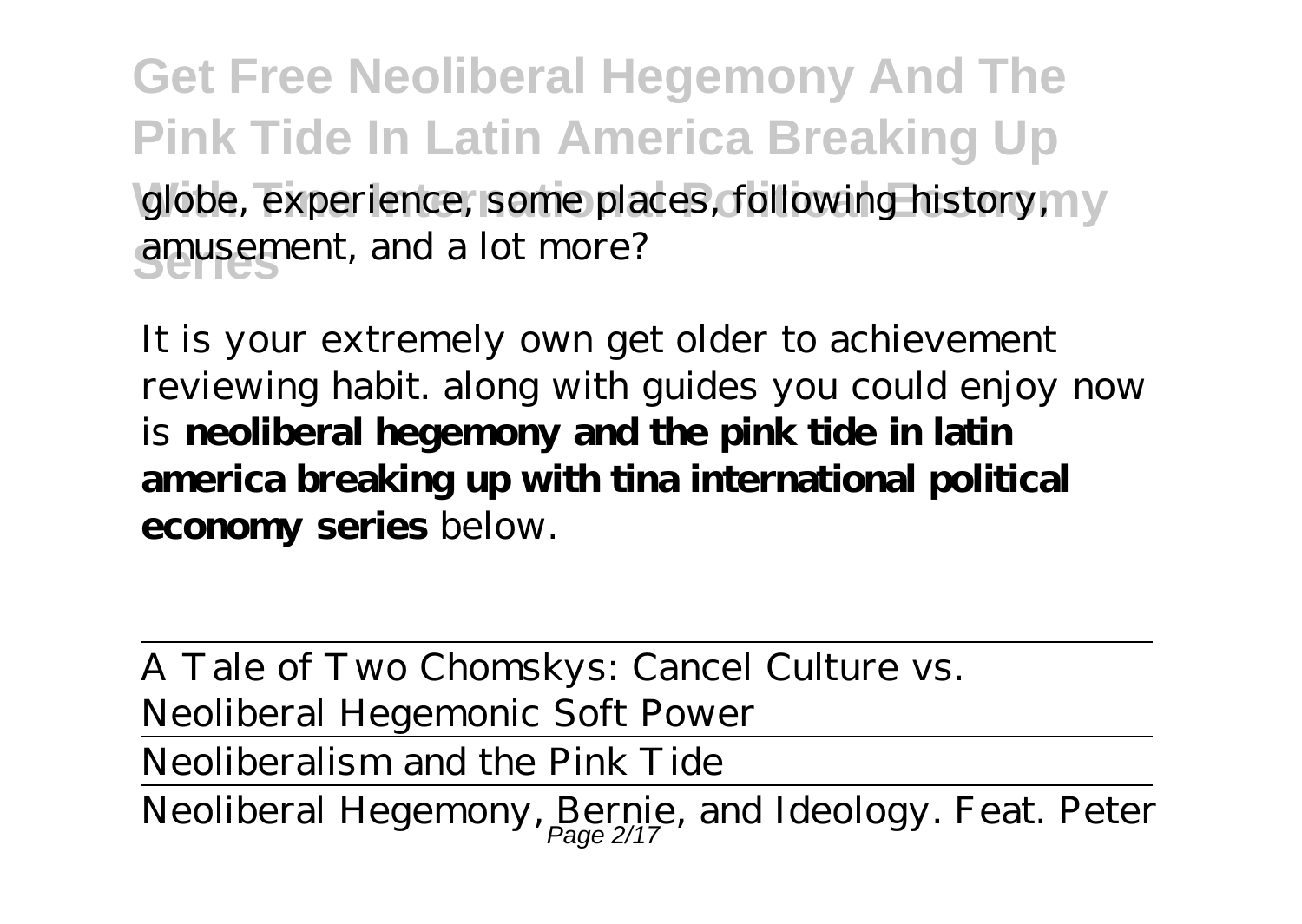globe, experience, some places, following history, amusement, and a lot more?

It is your extremely own get older to achievement reviewing habit. along with guides you could enjoy now is **neoliberal hegemony and the pink tide in latin america breaking up with tina international political economy series** below.

A Tale of Two Chomskys: Cancel Culture vs. Neoliberal Hegemonic Soft Power

Neoliberalism and the Pink Tide

Neoliberal Hegemony, Bernie, and Ideology. Feat. Peter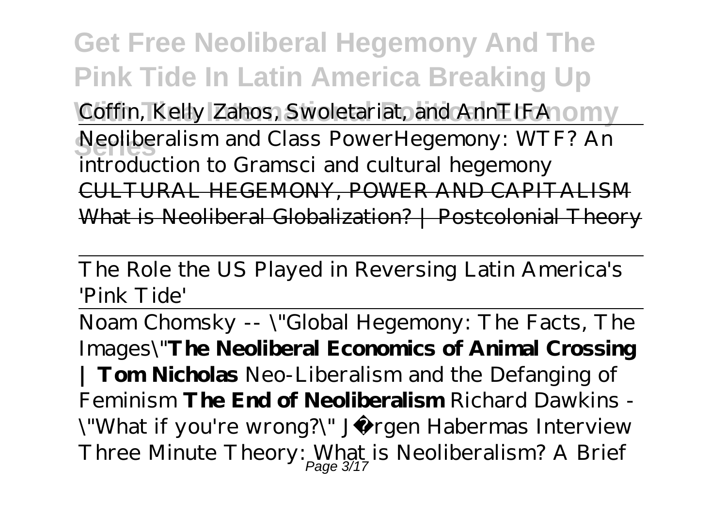*Coffin, Kelly Zahos, Swoletariat, and AnnTIFA*

Neoliberalism and Class Power*Hegemony: WTF? An introduction to Gramsci and cultural hegemony*

~~CULTURAL HEGEMONY, POWER AND CAPITALISM~~

~~What is Neoliberal Globalization? | Postcolonial Theory~~

The Role the US Played in Reversing Latin America's 'Pink Tide'

Noam Chomsky -- \"Global Hegemony: The Facts, The Images\"**The Neoliberal Economics of Animal Crossing | Tom Nicholas** *Neo-Liberalism and the Defanging of Feminism* **The End of Neoliberalism** *Richard Dawkins - \"What if you're wrong?\"* *Jürgen Habermas Interview* *Three Minute Theory: What is Neoliberalism? A Brief*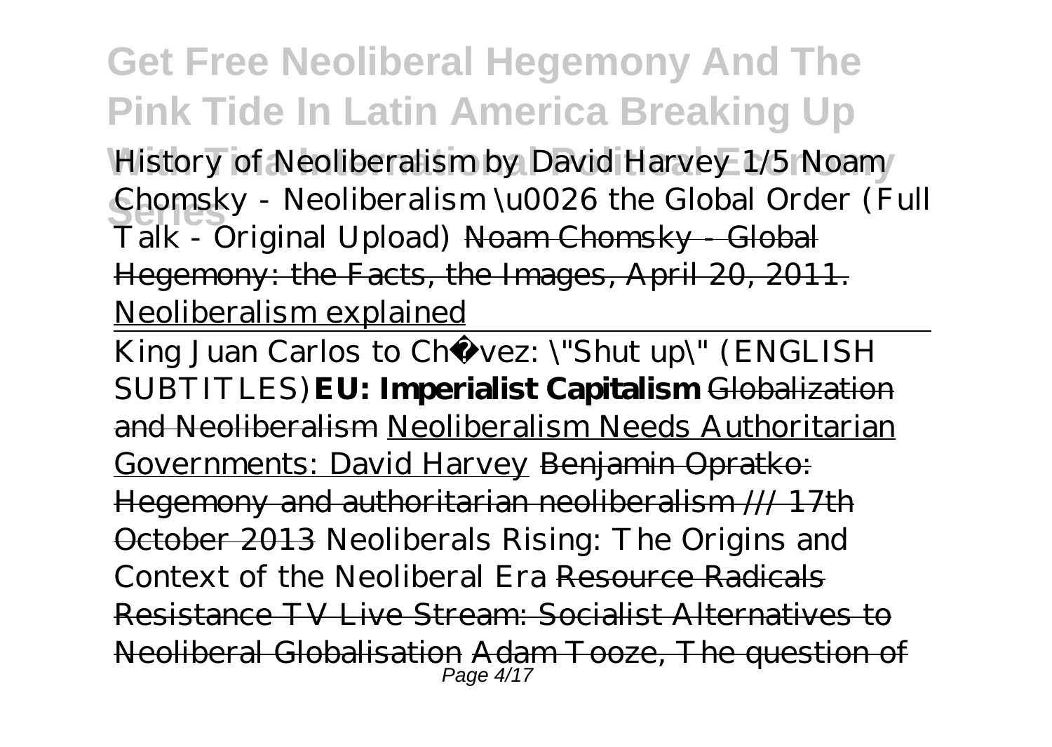*History of Neoliberalism by David Harvey 1/5* *Noam Chomsky - Neoliberalism \u0026 the Global Order (Full Talk - Original Upload)* ~~Noam Chomsky - Global Hegemony: the Facts, the Images, April 20, 2011.~~ Neoliberalism explained

King Juan Carlos to Chávez: \"Shut up\" (ENGLISH SUBTITLES) **EU: Imperialist Capitalism** ~~Globalization and Neoliberalism~~ Neoliberalism Needs Authoritarian Governments: David Harvey ~~Benjamin Opratko: Hegemony and authoritarian neoliberalism /// 17th October 2013~~ *Neoliberals Rising: The Origins and Context of the Neoliberal Era* ~~Resource Radicals Resistance TV Live Stream: Socialist Alternatives to Neoliberal Globalisation~~ ~~Adam Tooze, The question of~~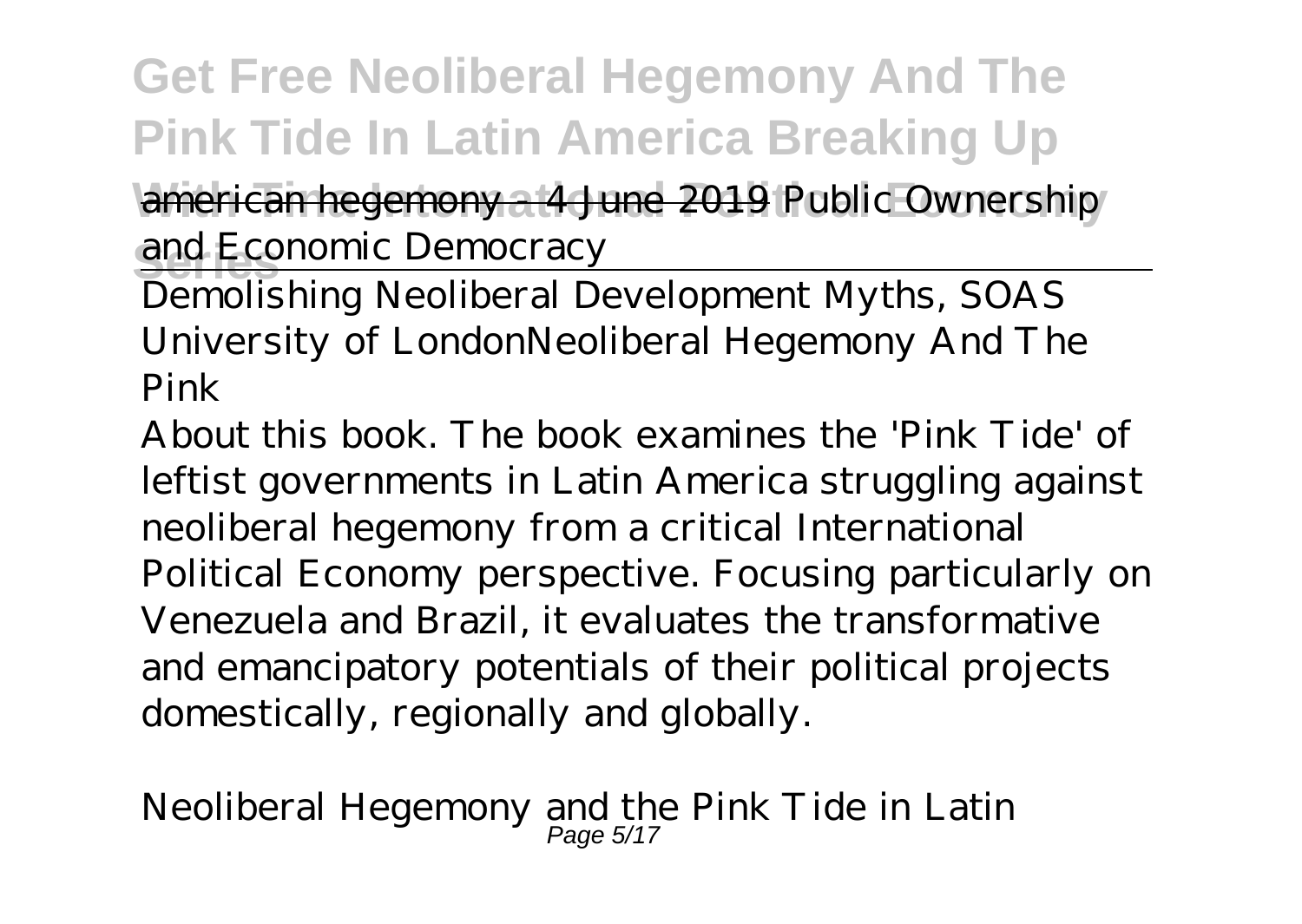~~american hegemony - 4 June 2019~~ *Public Ownership and Economic Democracy*

Demolishing Neoliberal Development Myths, SOAS University of London*Neoliberal Hegemony And The Pink*

About this book. The book examines the 'Pink Tide' of leftist governments in Latin America struggling against neoliberal hegemony from a critical International Political Economy perspective. Focusing particularly on Venezuela and Brazil, it evaluates the transformative and emancipatory potentials of their political projects domestically, regionally and globally.

*Neoliberal Hegemony and the Pink Tide in Latin*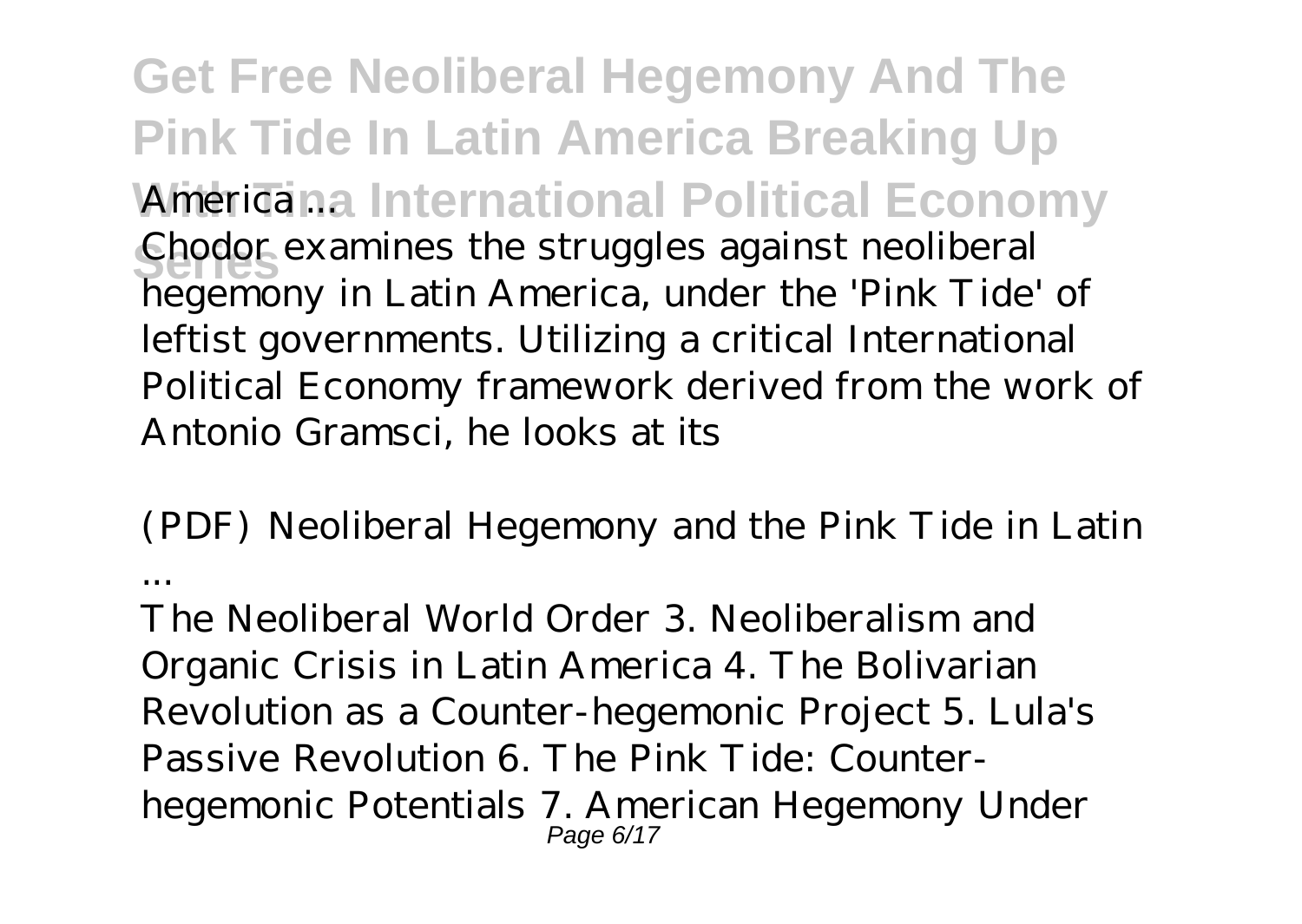**America ...**

Chodor examines the struggles against neoliberal hegemony in Latin America, under the 'Pink Tide' of leftist governments. Utilizing a critical International Political Economy framework derived from the work of Antonio Gramsci, he looks at its

*(PDF) Neoliberal Hegemony and the Pink Tide in Latin ...*

The Neoliberal World Order 3. Neoliberalism and Organic Crisis in Latin America 4. The Bolivarian Revolution as a Counter-hegemonic Project 5. Lula's Passive Revolution 6. The Pink Tide: Counter-hegemonic Potentials 7. American Hegemony Under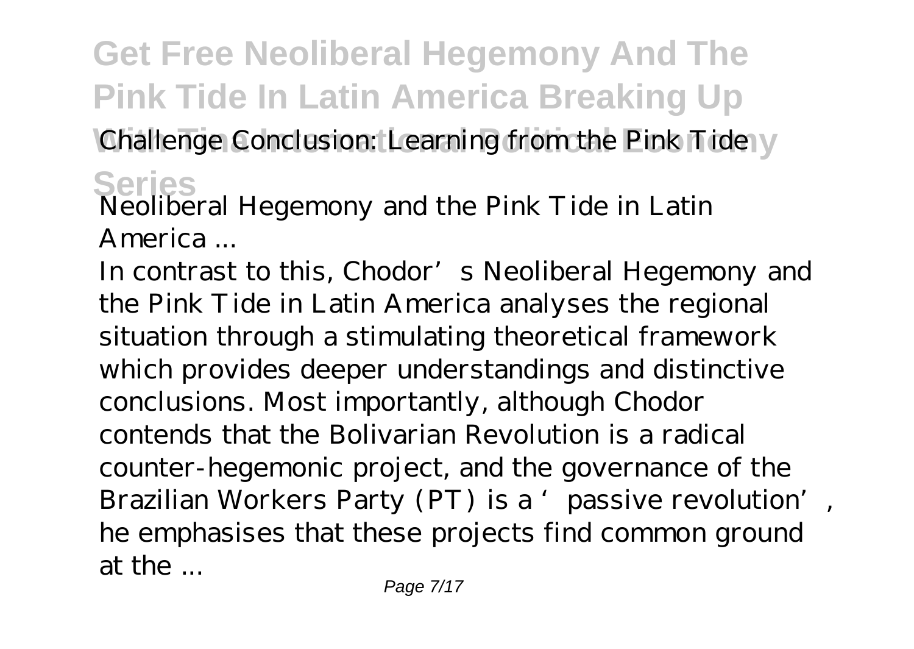Challenge Conclusion: Learning from the Pink Tide

*Neoliberal Hegemony and the Pink Tide in Latin America ...*

In contrast to this, Chodor's Neoliberal Hegemony and the Pink Tide in Latin America analyses the regional situation through a stimulating theoretical framework which provides deeper understandings and distinctive conclusions. Most importantly, although Chodor contends that the Bolivarian Revolution is a radical counter-hegemonic project, and the governance of the Brazilian Workers Party (PT) is a 'passive revolution', he emphasises that these projects find common ground at the ...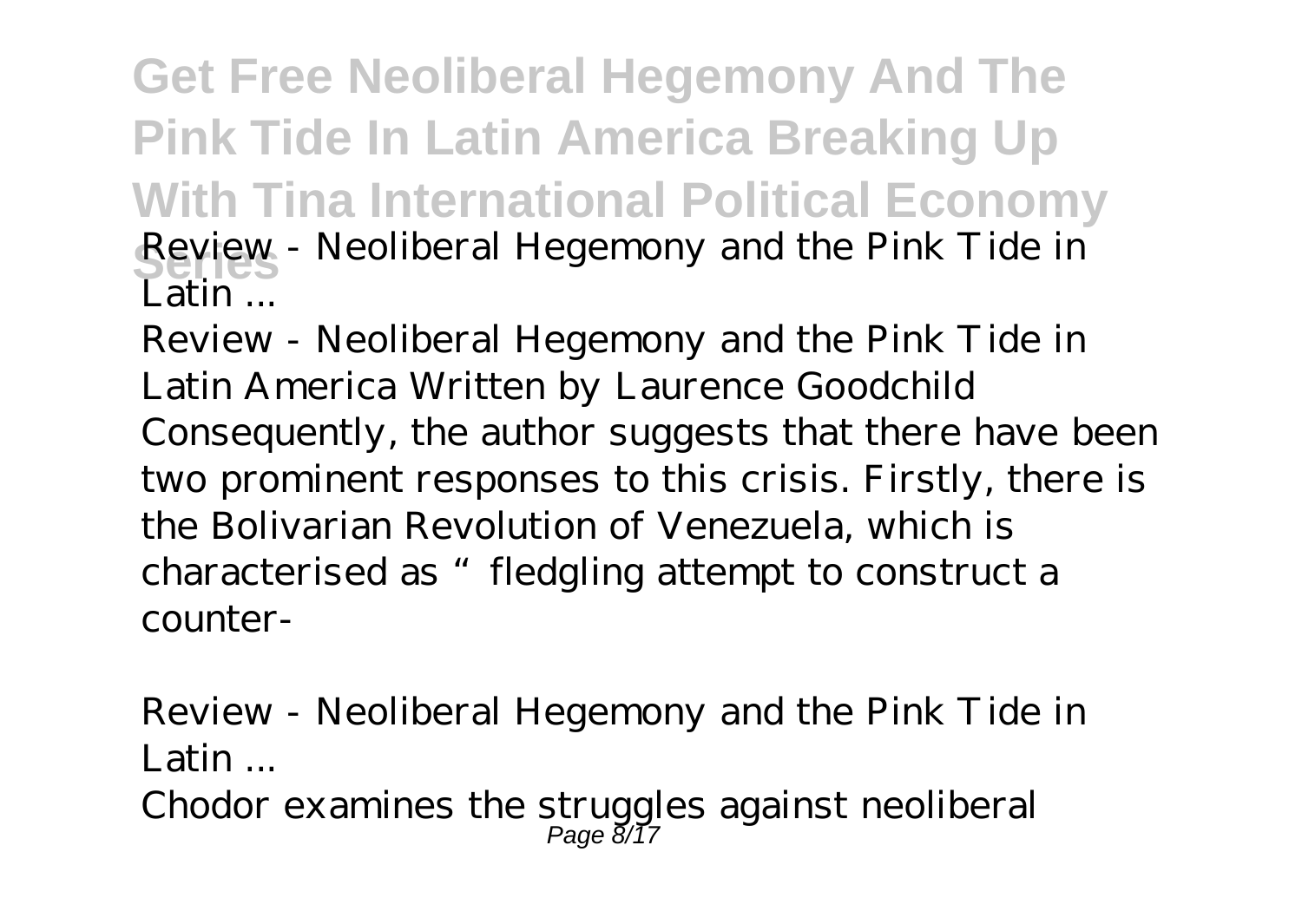**Review - Neoliberal Hegemony and the Pink Tide in Latin ...**

Review - Neoliberal Hegemony and the Pink Tide in Latin America Written by Laurence Goodchild Consequently, the author suggests that there have been two prominent responses to this crisis. Firstly, there is the Bolivarian Revolution of Venezuela, which is characterised as "fledgling attempt to construct a counter-

*Review - Neoliberal Hegemony and the Pink Tide in Latin ...*

Chodor examines the struggles against neoliberal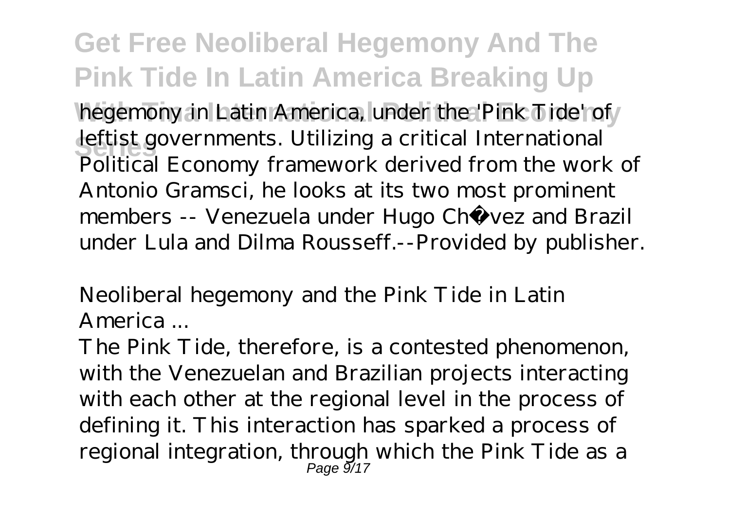hegemony in Latin America, under the 'Pink Tide' of leftist governments. Utilizing a critical International Political Economy framework derived from the work of Antonio Gramsci, he looks at its two most prominent members -- Venezuela under Hugo Chávez and Brazil under Lula and Dilma Rousseff.--Provided by publisher.

*Neoliberal hegemony and the Pink Tide in Latin America ...*

The Pink Tide, therefore, is a contested phenomenon, with the Venezuelan and Brazilian projects interacting with each other at the regional level in the process of defining it. This interaction has sparked a process of regional integration, through which the Pink Tide as a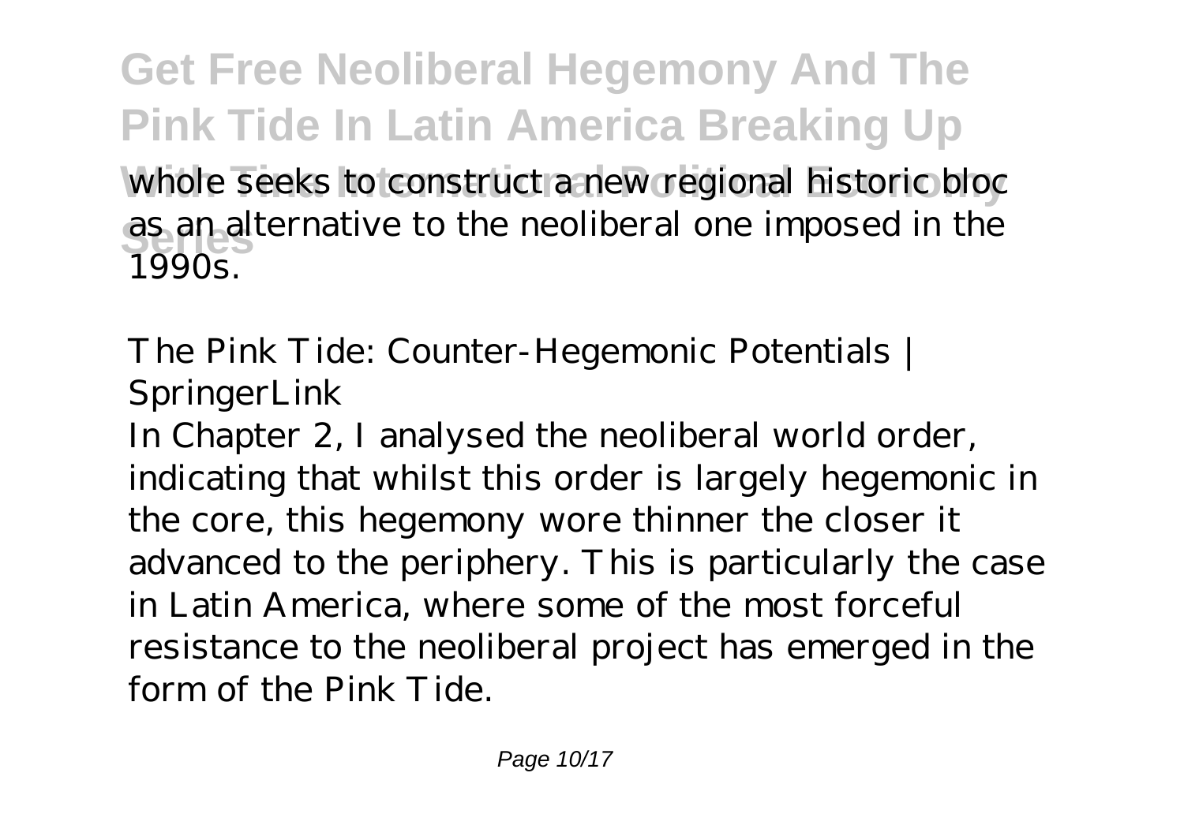whole seeks to construct a new regional historic bloc as an alternative to the neoliberal one imposed in the 1990s.

*The Pink Tide: Counter-Hegemonic Potentials | SpringerLink*

In Chapter 2, I analysed the neoliberal world order, indicating that whilst this order is largely hegemonic in the core, this hegemony wore thinner the closer it advanced to the periphery. This is particularly the case in Latin America, where some of the most forceful resistance to the neoliberal project has emerged in the form of the Pink Tide.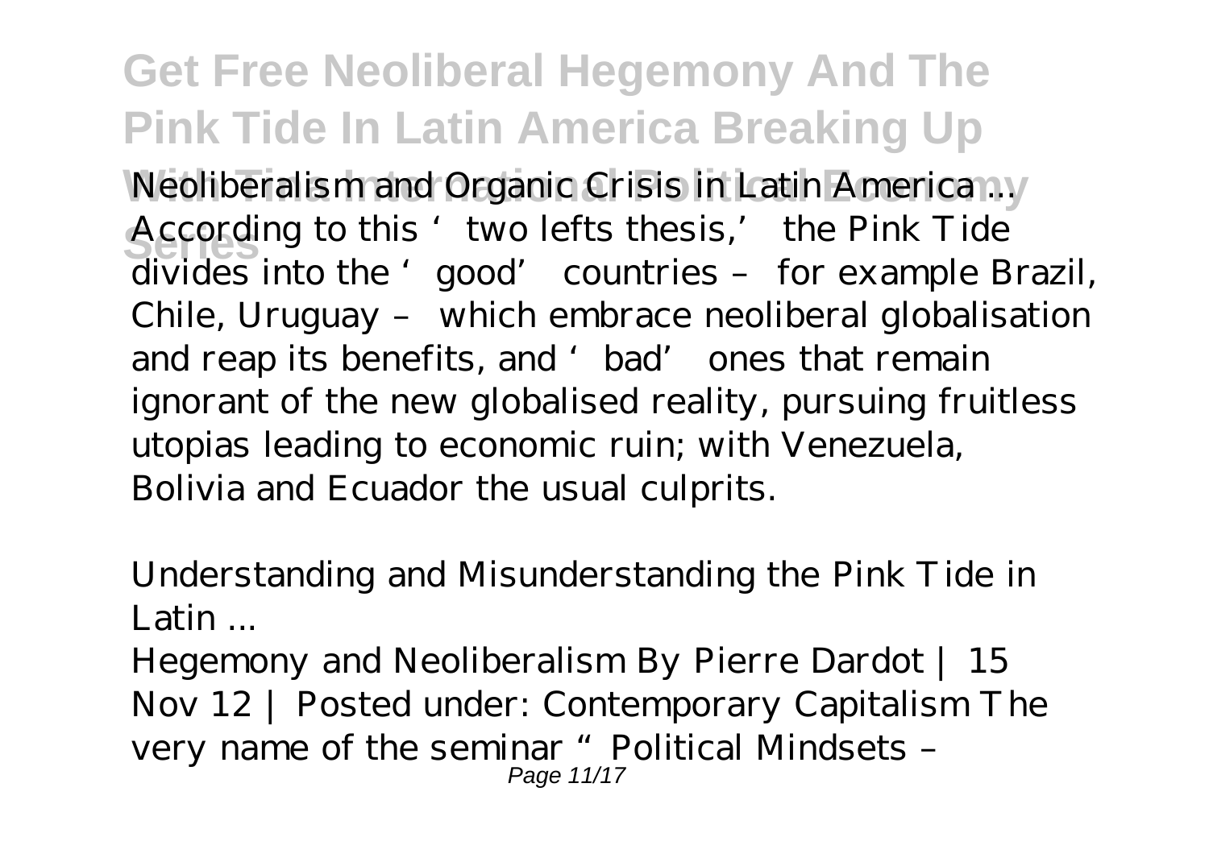*Neoliberalism and Organic Crisis in Latin America ...*

According to this 'two lefts thesis,' the Pink Tide divides into the 'good' countries – for example Brazil, Chile, Uruguay – which embrace neoliberal globalisation and reap its benefits, and 'bad' ones that remain ignorant of the new globalised reality, pursuing fruitless utopias leading to economic ruin; with Venezuela, Bolivia and Ecuador the usual culprits.

*Understanding and Misunderstanding the Pink Tide in Latin ...*

Hegemony and Neoliberalism By Pierre Dardot | 15 Nov 12 | Posted under: Contemporary Capitalism The very name of the seminar "Political Mindsets –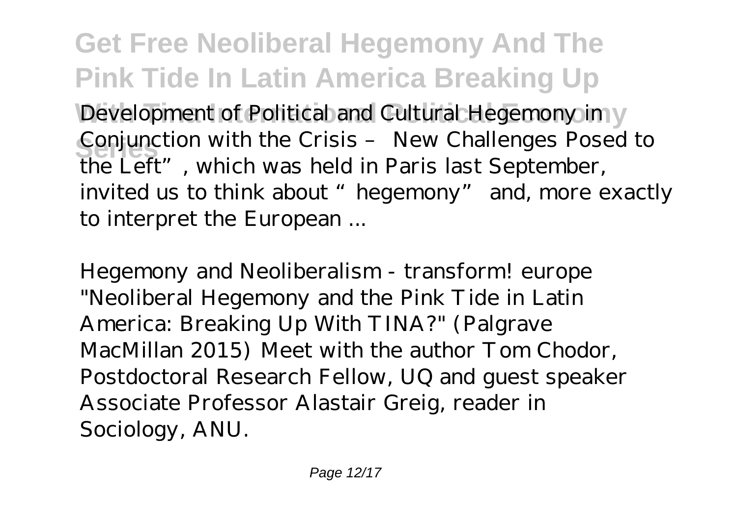Development of Political and Cultural Hegemony in Conjunction with the Crisis – New Challenges Posed to the Left", which was held in Paris last September, invited us to think about "hegemony" and, more exactly to interpret the European ...

*Hegemony and Neoliberalism - transform! europe*

"Neoliberal Hegemony and the Pink Tide in Latin America: Breaking Up With TINA?" (Palgrave MacMillan 2015) Meet with the author Tom Chodor, Postdoctoral Research Fellow, UQ and guest speaker Associate Professor Alastair Greig, reader in Sociology, ANU.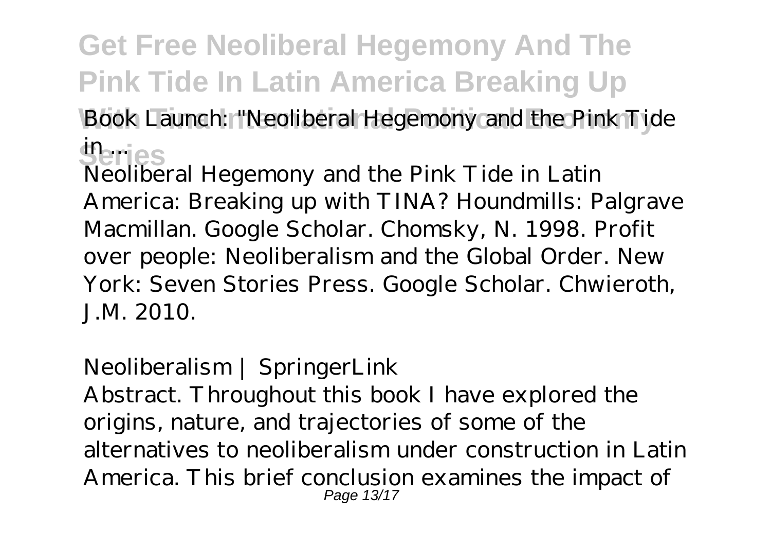*Book Launch: "Neoliberal Hegemony and the Pink Tide in ...*

Neoliberal Hegemony and the Pink Tide in Latin America: Breaking up with TINA? Houndmills: Palgrave Macmillan. Google Scholar. Chomsky, N. 1998. Profit over people: Neoliberalism and the Global Order. New York: Seven Stories Press. Google Scholar. Chwieroth, J.M. 2010.

*Neoliberalism | SpringerLink*

Abstract. Throughout this book I have explored the origins, nature, and trajectories of some of the alternatives to neoliberalism under construction in Latin America. This brief conclusion examines the impact of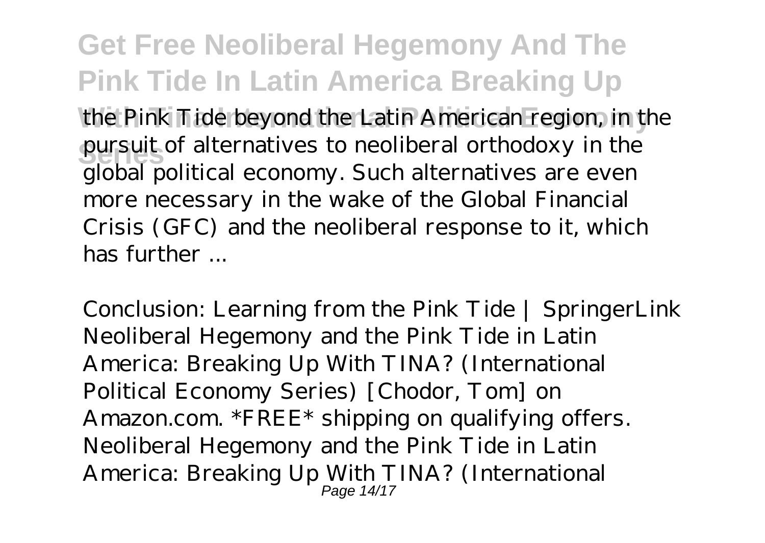the Pink Tide beyond the Latin American region, in the pursuit of alternatives to neoliberal orthodoxy in the global political economy. Such alternatives are even more necessary in the wake of the Global Financial Crisis (GFC) and the neoliberal response to it, which has further ...

*Conclusion: Learning from the Pink Tide | SpringerLink*
Neoliberal Hegemony and the Pink Tide in Latin America: Breaking Up With TINA? (International Political Economy Series) [Chodor, Tom] on Amazon.com. *FREE* shipping on qualifying offers. Neoliberal Hegemony and the Pink Tide in Latin America: Breaking Up With TINA? (International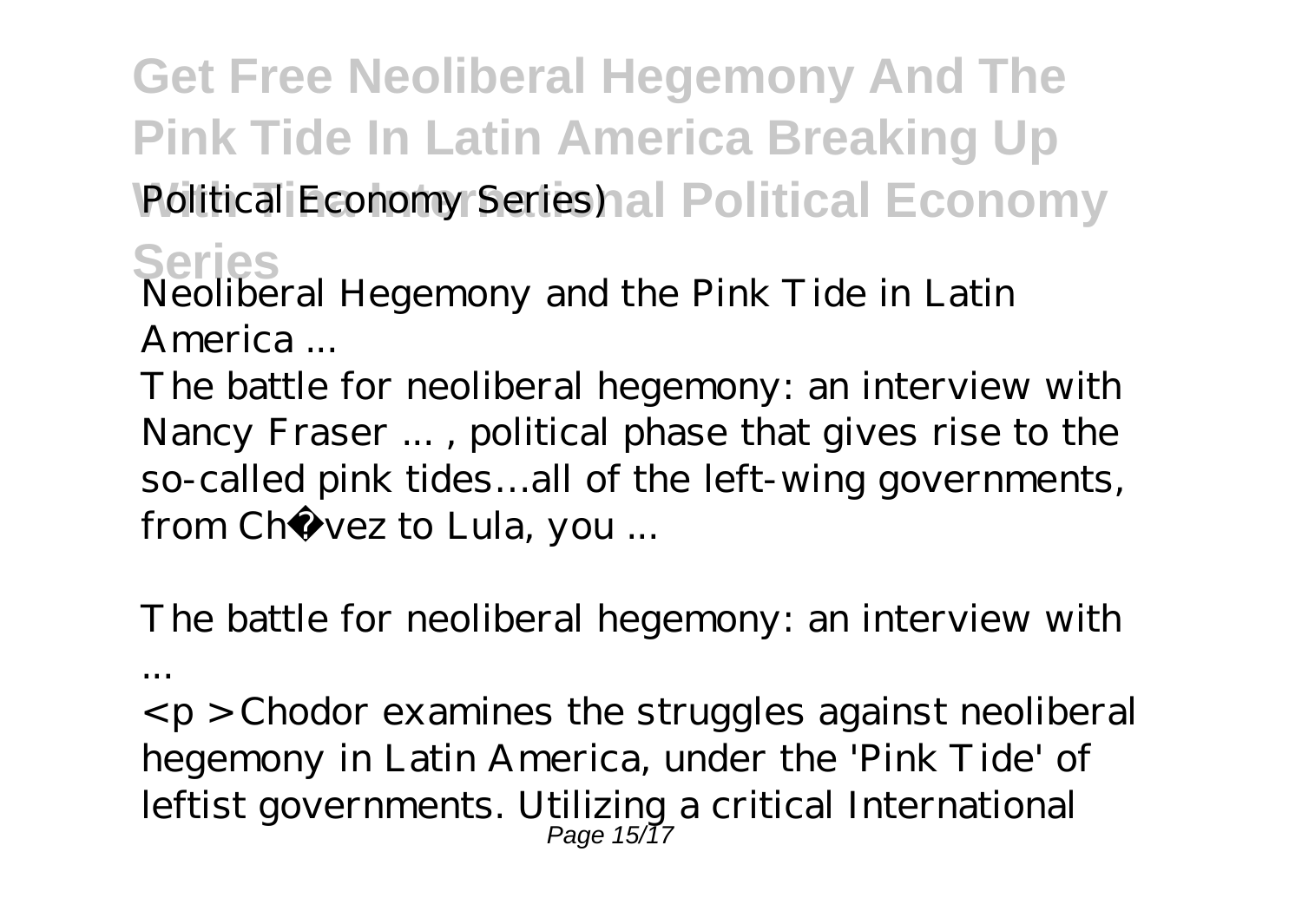Political Economy Series)

*Neoliberal Hegemony and the Pink Tide in Latin America ...*

The battle for neoliberal hegemony: an interview with Nancy Fraser ... , political phase that gives rise to the so-called pink tides…all of the left-wing governments, from Chávez to Lula, you ...

*The battle for neoliberal hegemony: an interview with ...*

<p>Chodor examines the struggles against neoliberal hegemony in Latin America, under the 'Pink Tide' of leftist governments. Utilizing a critical International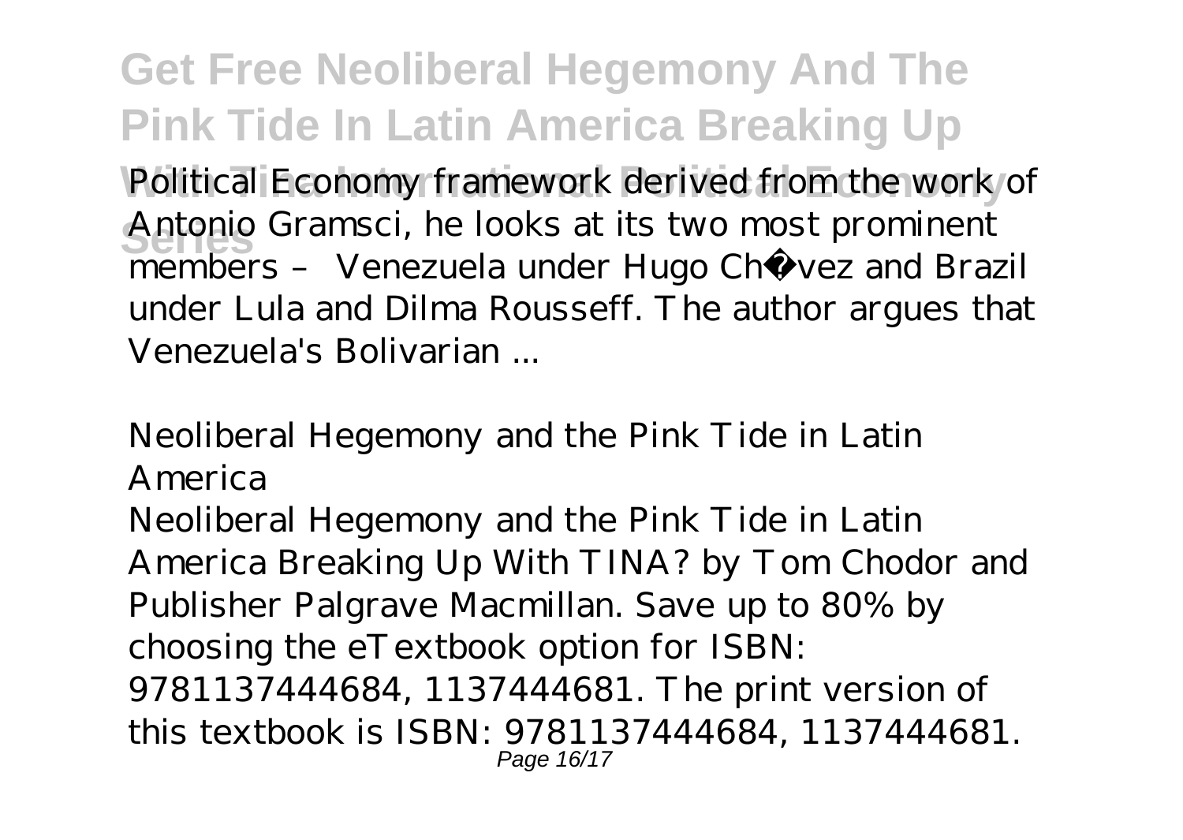Political Economy framework derived from the work of Antonio Gramsci, he looks at its two most prominent members – Venezuela under Hugo Chávez and Brazil under Lula and Dilma Rousseff. The author argues that Venezuela's Bolivarian ...

*Neoliberal Hegemony and the Pink Tide in Latin America*

Neoliberal Hegemony and the Pink Tide in Latin America Breaking Up With TINA? by Tom Chodor and Publisher Palgrave Macmillan. Save up to 80% by choosing the eTextbook option for ISBN: 9781137444684, 1137444681. The print version of this textbook is ISBN: 9781137444684, 1137444681.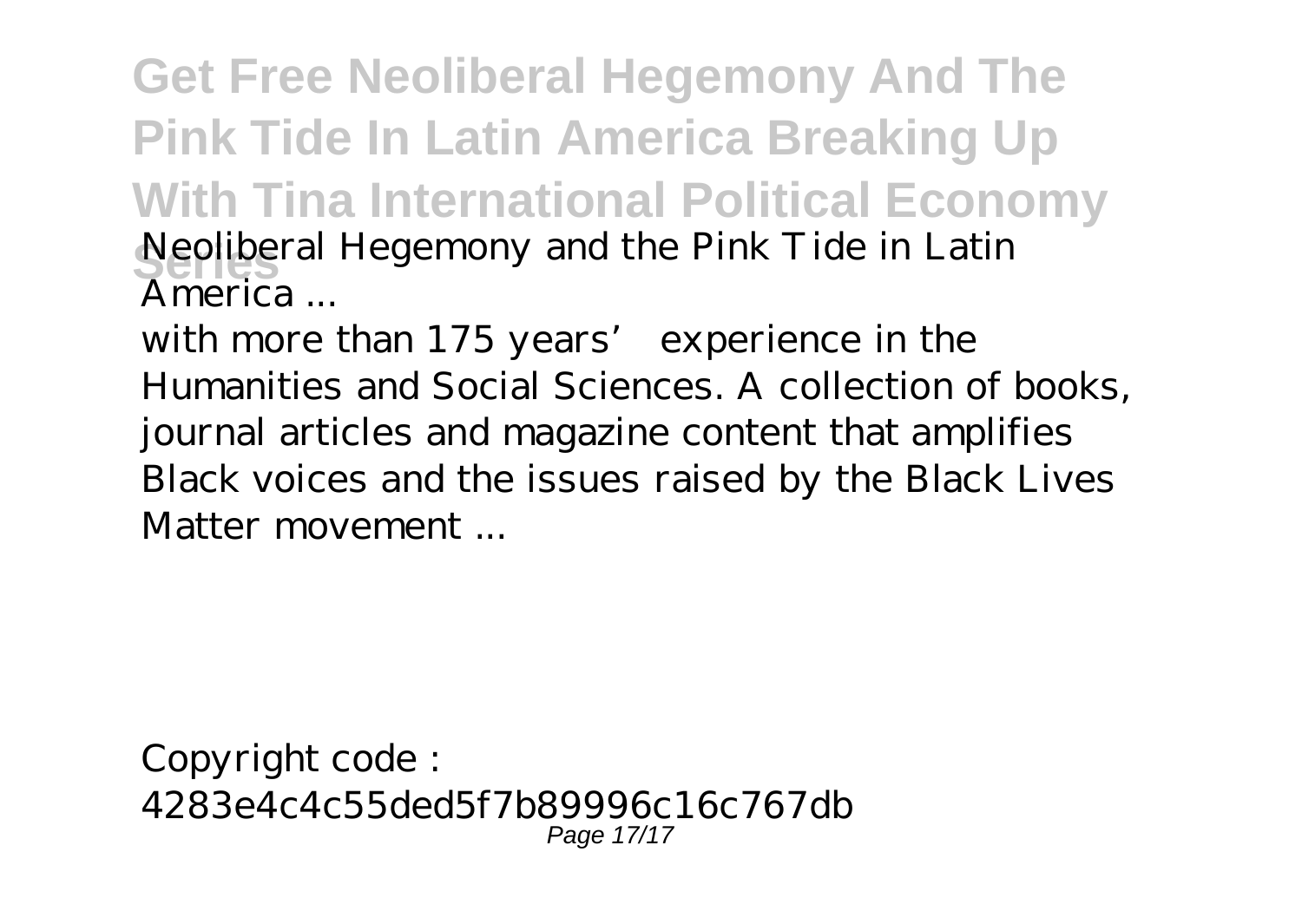*Neoliberal Hegemony and the Pink Tide in Latin America ...*

with more than 175 years' experience in the Humanities and Social Sciences. A collection of books, journal articles and magazine content that amplifies Black voices and the issues raised by the Black Lives Matter movement ...

Copyright code : 4283e4c4c55ded5f7b89996c16c767db